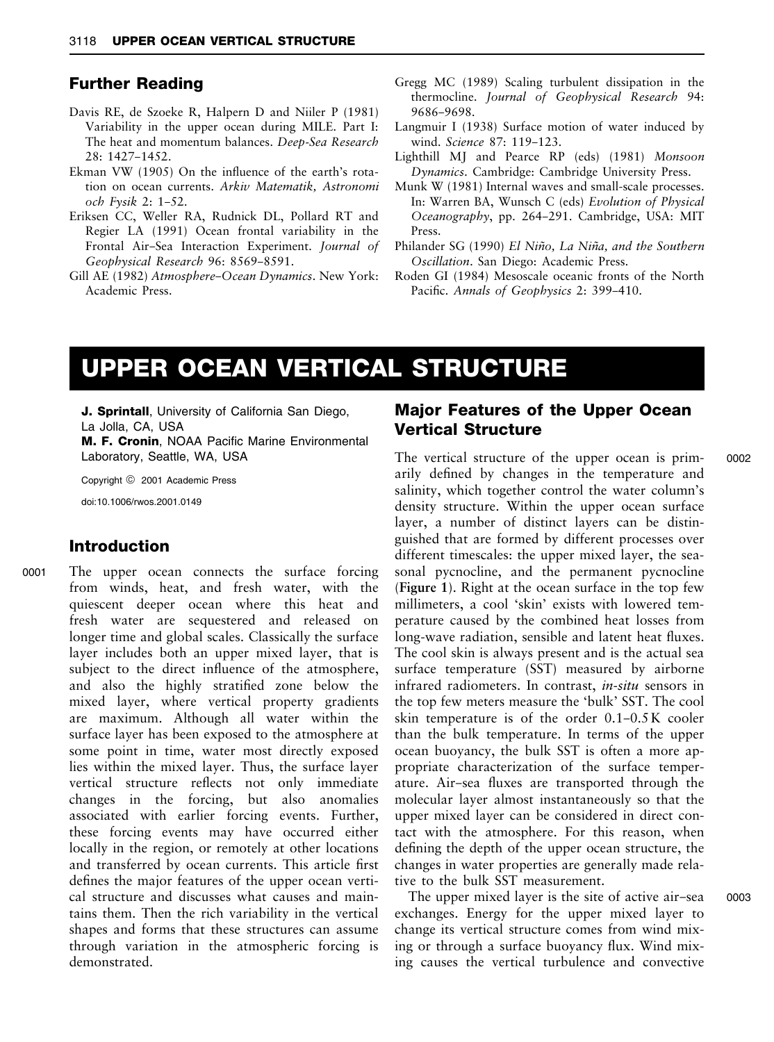## Further Reading

Davis RE, de Szoeke R, Halpern D and Niiler P (1981) Variability in the upper ocean during MILE. Part I: The heat and momentum balances. *Deep-Sea Research* 28: 1427–1452.

Ekman VW (1905) On the influence of the earth's rotation on ocean currents. *Arkiv Matematik, Astronomi och Fysik* 2: 1–52.

Eriksen CC, Weller RA, Rudnick DL, Pollard RT and Regier LA (1991) Ocean frontal variability in the Frontal Air–Sea Interaction Experiment. *Journal of Geophysical Research* 96: 8569–8591.

Gill AE (1982) *Atmosphere–Ocean Dynamics*. New York: Academic Press.

Gregg MC (1989) Scaling turbulent dissipation in the thermocline. *Journal of Geophysical Research* 94: 9686–9698.

Langmuir I (1938) Surface motion of water induced by wind. *Science* 87: 119–123.

Lighthill MJ and Pearce RP (eds) (1981) *Monsoon Dynamics*. Cambridge: Cambridge University Press.

Munk W (1981) Internal waves and small-scale processes. In: Warren BA, Wunsch C (eds) *Evolution of Physical Oceanography*, pp. 264–291. Cambridge, USA: MIT Press.

Philander SG (1990) *El Niño, La Niña, and the Southern Oscillation*. San Diego: Academic Press.

Roden GI (1984) Mesoscale oceanic fronts of the North Pacific. *Annals of Geophysics* 2: 399–410.

# UPPER OCEAN VERTICAL STRUCTURE

**J. Sprintall**, University of California San Diego, La Jolla, CA, USA
**M. F. Cronin**, NOAA Pacific Marine Environmental Laboratory, Seattle, WA, USA

Copyright © 2001 Academic Press

doi:10.1006/rwos.2001.0149

## Introduction

The upper ocean connects the surface forcing from winds, heat, and fresh water, with the quiescent deeper ocean where this heat and fresh water are sequestered and released on longer time and global scales. Classically the surface layer includes both an upper mixed layer, that is subject to the direct influence of the atmosphere, and also the highly stratified zone below the mixed layer, where vertical property gradients are maximum. Although all water within the surface layer has been exposed to the atmosphere at some point in time, water most directly exposed lies within the mixed layer. Thus, the surface layer vertical structure reflects not only immediate changes in the forcing, but also anomalies associated with earlier forcing events. Further, these forcing events may have occurred either locally in the region, or remotely at other locations and transferred by ocean currents. This article first defines the major features of the upper ocean vertical structure and discusses what causes and maintains them. Then the rich variability in the vertical shapes and forms that these structures can assume through variation in the atmospheric forcing is demonstrated.

## Major Features of the Upper Ocean Vertical Structure

The vertical structure of the upper ocean is primarily defined by changes in the temperature and salinity, which together control the water column's density structure. Within the upper ocean surface layer, a number of distinct layers can be distinguished that are formed by different processes over different timescales: the upper mixed layer, the seasonal pycnocline, and the permanent pycnocline (**Figure 1**). Right at the ocean surface in the top few millimeters, a cool 'skin' exists with lowered temperature caused by the combined heat losses from long-wave radiation, sensible and latent heat fluxes. The cool skin is always present and is the actual sea surface temperature (SST) measured by airborne infrared radiometers. In contrast, *in-situ* sensors in the top few meters measure the 'bulk' SST. The cool skin temperature is of the order 0.1–0.5 K cooler than the bulk temperature. In terms of the upper ocean buoyancy, the bulk SST is often a more appropriate characterization of the surface temperature. Air–sea fluxes are transported through the molecular layer almost instantaneously so that the upper mixed layer can be considered in direct contact with the atmosphere. For this reason, when defining the depth of the upper ocean structure, the changes in water properties are generally made relative to the bulk SST measurement.

The upper mixed layer is the site of active air–sea exchanges. Energy for the upper mixed layer to change its vertical structure comes from wind mixing or through a surface buoyancy flux. Wind mixing causes the vertical turbulence and convective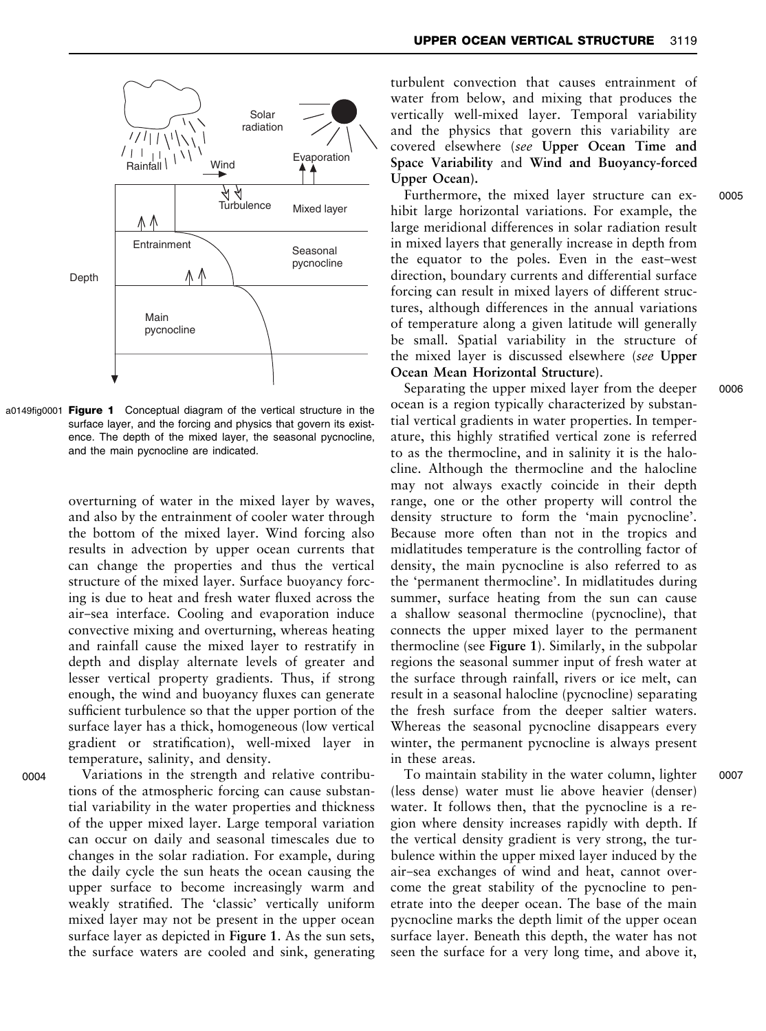**Figure 1** Conceptual diagram of the vertical structure in the surface layer, and the forcing and physics that govern its existence. The depth of the mixed layer, the seasonal pycnocline, and the main pycnocline are indicated.

overturning of water in the mixed layer by waves, and also by the entrainment of cooler water through the bottom of the mixed layer. Wind forcing also results in advection by upper ocean currents that can change the properties and thus the vertical structure of the mixed layer. Surface buoyancy forcing is due to heat and fresh water fluxed across the air–sea interface. Cooling and evaporation induce convective mixing and overturning, whereas heating and rainfall cause the mixed layer to restratify in depth and display alternate levels of greater and lesser vertical property gradients. Thus, if strong enough, the wind and buoyancy fluxes can generate sufficient turbulence so that the upper portion of the surface layer has a thick, homogeneous (low vertical gradient or stratification), well-mixed layer in temperature, salinity, and density.

Variations in the strength and relative contributions of the atmospheric forcing can cause substantial variability in the water properties and thickness of the upper mixed layer. Large temporal variation can occur on daily and seasonal timescales due to changes in the solar radiation. For example, during the daily cycle the sun heats the ocean causing the upper surface to become increasingly warm and weakly stratified. The 'classic' vertically uniform mixed layer may not be present in the upper ocean surface layer as depicted in **Figure 1**. As the sun sets, the surface waters are cooled and sink, generating turbulent convection that causes entrainment of water from below, and mixing that produces the vertically well-mixed layer. Temporal variability and the physics that govern this variability are covered elsewhere (*see* **Upper Ocean Time and Space Variability** and **Wind and Buoyancy-forced Upper Ocean**).

Furthermore, the mixed layer structure can exhibit large horizontal variations. For example, the large meridional differences in solar radiation result in mixed layers that generally increase in depth from the equator to the poles. Even in the east–west direction, boundary currents and differential surface forcing can result in mixed layers of different structures, although differences in the annual variations of temperature along a given latitude will generally be small. Spatial variability in the structure of the mixed layer is discussed elsewhere (*see* **Upper Ocean Mean Horizontal Structure**).

Separating the upper mixed layer from the deeper ocean is a region typically characterized by substantial vertical gradients in water properties. In temperature, this highly stratified vertical zone is referred to as the thermocline, and in salinity it is the halocline. Although the thermocline and the halocline may not always exactly coincide in their depth range, one or the other property will control the density structure to form the 'main pycnocline'. Because more often than not in the tropics and midlatitudes temperature is the controlling factor of density, the main pycnocline is also referred to as the 'permanent thermocline'. In midlatitudes during summer, surface heating from the sun can cause a shallow seasonal thermocline (pycnocline), that connects the upper mixed layer to the permanent thermocline (see **Figure 1**). Similarly, in the subpolar regions the seasonal summer input of fresh water at the surface through rainfall, rivers or ice melt, can result in a seasonal halocline (pycnocline) separating the fresh surface from the deeper saltier waters. Whereas the seasonal pycnocline disappears every winter, the permanent pycnocline is always present in these areas.

To maintain stability in the water column, lighter (less dense) water must lie above heavier (denser) water. It follows then, that the pycnocline is a region where density increases rapidly with depth. If the vertical density gradient is very strong, the turbulence within the upper mixed layer induced by the air–sea exchanges of wind and heat, cannot overcome the great stability of the pycnocline to penetrate into the deeper ocean. The base of the main pycnocline marks the depth limit of the upper ocean surface layer. Beneath this depth, the water has not seen the surface for a very long time, and above it,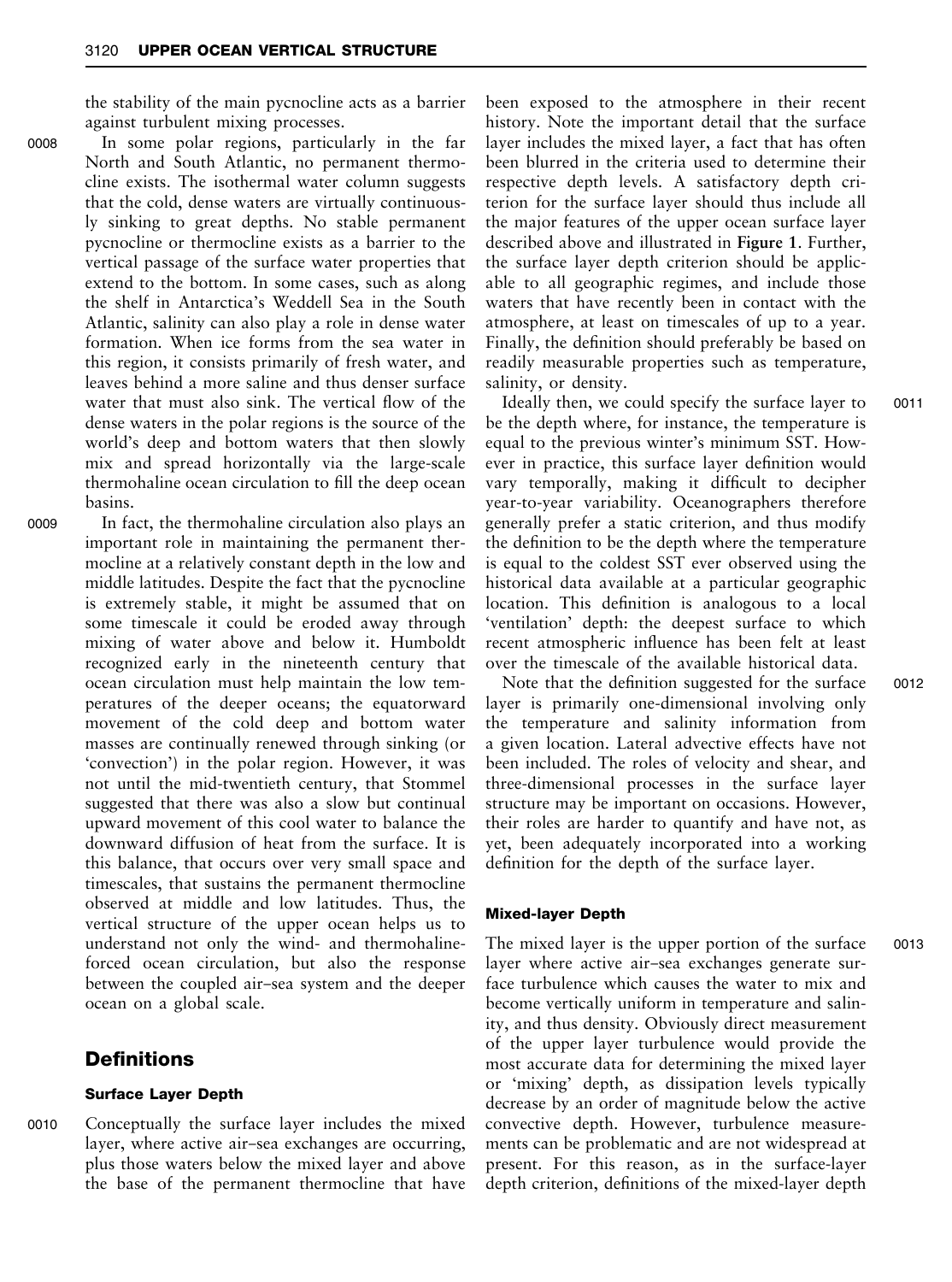the stability of the main pycnocline acts as a barrier against turbulent mixing processes.

In some polar regions, particularly in the far North and South Atlantic, no permanent thermocline exists. The isothermal water column suggests that the cold, dense waters are virtually continuously sinking to great depths. No stable permanent pycnocline or thermocline exists as a barrier to the vertical passage of the surface water properties that extend to the bottom. In some cases, such as along the shelf in Antarctica's Weddell Sea in the South Atlantic, salinity can also play a role in dense water formation. When ice forms from the sea water in this region, it consists primarily of fresh water, and leaves behind a more saline and thus denser surface water that must also sink. The vertical flow of the dense waters in the polar regions is the source of the world's deep and bottom waters that then slowly mix and spread horizontally via the large-scale thermohaline ocean circulation to fill the deep ocean basins.

In fact, the thermohaline circulation also plays an important role in maintaining the permanent thermocline at a relatively constant depth in the low and middle latitudes. Despite the fact that the pycnocline is extremely stable, it might be assumed that on some timescale it could be eroded away through mixing of water above and below it. Humboldt recognized early in the nineteenth century that ocean circulation must help maintain the low temperatures of the deeper oceans; the equatorward movement of the cold deep and bottom water masses are continually renewed through sinking (or 'convection') in the polar region. However, it was not until the mid-twentieth century, that Stommel suggested that there was also a slow but continual upward movement of this cool water to balance the downward diffusion of heat from the surface. It is this balance, that occurs over very small space and timescales, that sustains the permanent thermocline observed at middle and low latitudes. Thus, the vertical structure of the upper ocean helps us to understand not only the wind- and thermohaline-forced ocean circulation, but also the response between the coupled air–sea system and the deeper ocean on a global scale.

## Definitions

### Surface Layer Depth

Conceptually the surface layer includes the mixed layer, where active air–sea exchanges are occurring, plus those waters below the mixed layer and above the base of the permanent thermocline that have been exposed to the atmosphere in their recent history. Note the important detail that the surface layer includes the mixed layer, a fact that has often been blurred in the criteria used to determine their respective depth levels. A satisfactory depth criterion for the surface layer should thus include all the major features of the upper ocean surface layer described above and illustrated in **Figure 1**. Further, the surface layer depth criterion should be applicable to all geographic regimes, and include those waters that have recently been in contact with the atmosphere, at least on timescales of up to a year. Finally, the definition should preferably be based on readily measurable properties such as temperature, salinity, or density.

Ideally then, we could specify the surface layer to be the depth where, for instance, the temperature is equal to the previous winter's minimum SST. However in practice, this surface layer definition would vary temporally, making it difficult to decipher year-to-year variability. Oceanographers therefore generally prefer a static criterion, and thus modify the definition to be the depth where the temperature is equal to the coldest SST ever observed using the historical data available at a particular geographic location. This definition is analogous to a local 'ventilation' depth: the deepest surface to which recent atmospheric influence has been felt at least over the timescale of the available historical data.

Note that the definition suggested for the surface layer is primarily one-dimensional involving only the temperature and salinity information from a given location. Lateral advective effects have not been included. The roles of velocity and shear, and three-dimensional processes in the surface layer structure may be important on occasions. However, their roles are harder to quantify and have not, as yet, been adequately incorporated into a working definition for the depth of the surface layer.

### Mixed-layer Depth

The mixed layer is the upper portion of the surface layer where active air–sea exchanges generate surface turbulence which causes the water to mix and become vertically uniform in temperature and salinity, and thus density. Obviously direct measurement of the upper layer turbulence would provide the most accurate data for determining the mixed layer or 'mixing' depth, as dissipation levels typically decrease by an order of magnitude below the active convective depth. However, turbulence measurements can be problematic and are not widespread at present. For this reason, as in the surface-layer depth criterion, definitions of the mixed-layer depth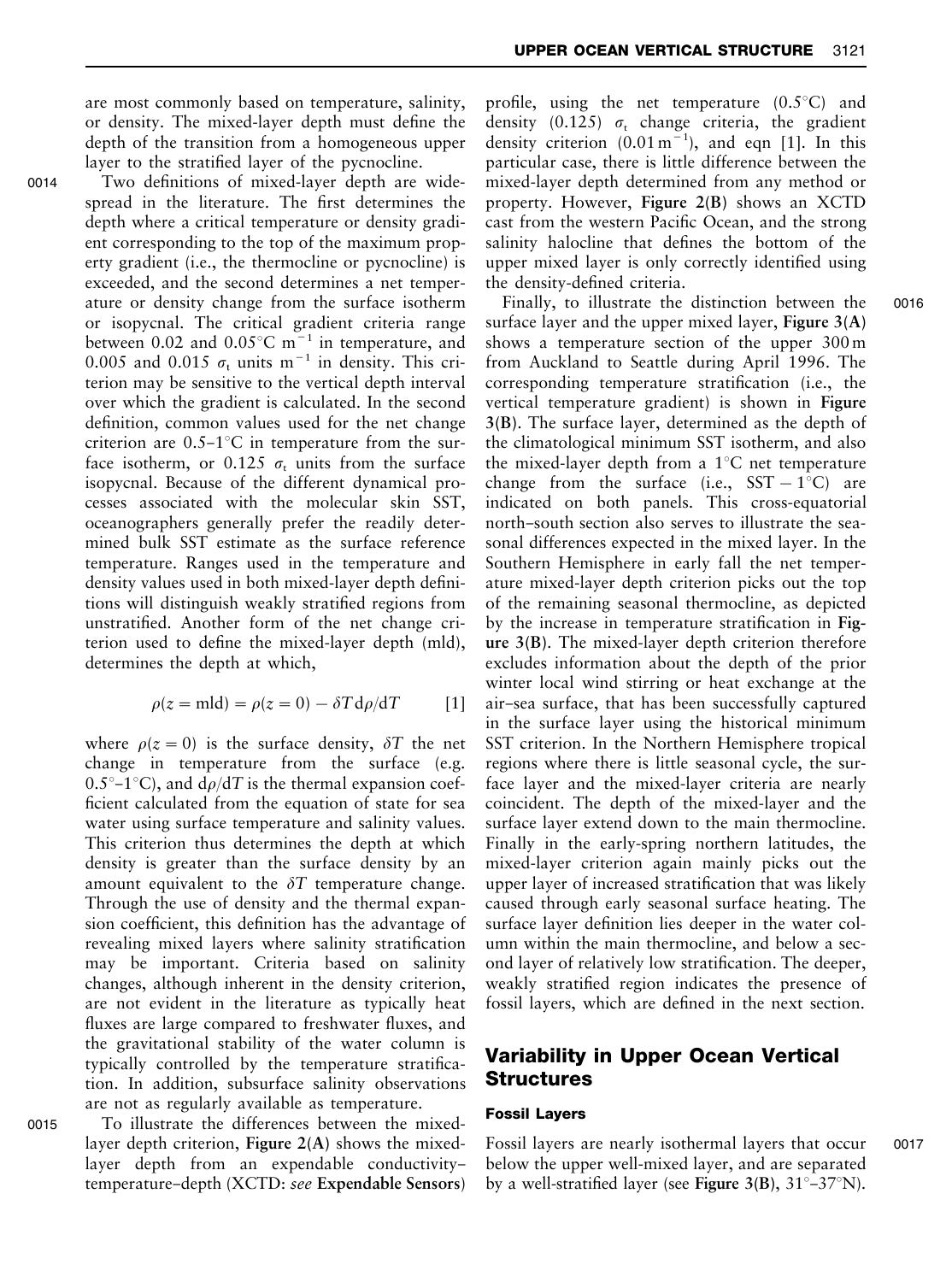are most commonly based on temperature, salinity, or density. The mixed-layer depth must define the depth of the transition from a homogeneous upper layer to the stratified layer of the pycnocline.

Two definitions of mixed-layer depth are widespread in the literature. The first determines the depth where a critical temperature or density gradient corresponding to the top of the maximum property gradient (i.e., the thermocline or pycnocline) is exceeded, and the second determines a net temperature or density change from the surface isotherm or isopycnal. The critical gradient criteria range between 0.02 and $0.05^{\circ}\mathrm{C\ m^{-1}}$ in temperature, and 0.005 and 0.015 $\sigma_t$ units $\mathrm{m^{-1}}$ in density. This criterion may be sensitive to the vertical depth interval over which the gradient is calculated. In the second definition, common values used for the net change criterion are 0.5–1°C in temperature from the surface isotherm, or 0.125 $\sigma_t$ units from the surface isopycnal. Because of the different dynamical processes associated with the molecular skin SST, oceanographers generally prefer the readily determined bulk SST estimate as the surface reference temperature. Ranges used in the temperature and density values used in both mixed-layer depth definitions will distinguish weakly stratified regions from unstratified. Another form of the net change criterion used to define the mixed-layer depth (mld), determines the depth at which,

$$\rho(z = \mathrm{mld}) = \rho(z = 0) - \delta T\, \mathrm{d}\rho/\mathrm{d}T \qquad [1]$$

where $\rho(z = 0)$ is the surface density, $\delta T$ the net change in temperature from the surface (e.g. $0.5^{\circ}$–$1^{\circ}$C), and $\mathrm{d}\rho/\mathrm{d}T$ is the thermal expansion coefficient calculated from the equation of state for sea water using surface temperature and salinity values. This criterion thus determines the depth at which density is greater than the surface density by an amount equivalent to the $\delta T$ temperature change. Through the use of density and the thermal expansion coefficient, this definition has the advantage of revealing mixed layers where salinity stratification may be important. Criteria based on salinity changes, although inherent in the density criterion, are not evident in the literature as typically heat fluxes are large compared to freshwater fluxes, and the gravitational stability of the water column is typically controlled by the temperature stratification. In addition, subsurface salinity observations are not as regularly available as temperature.

To illustrate the differences between the mixed-layer depth criterion, **Figure 2(A)** shows the mixed-layer depth from an expendable conductivity–temperature–depth (XCTD: *see* **Expendable Sensors**) profile, using the net temperature (0.5°C) and density (0.125) $\sigma_t$ change criteria, the gradient density criterion ($0.01\,\mathrm{m^{-1}}$), and eqn [1]. In this particular case, there is little difference between the mixed-layer depth determined from any method or property. However, **Figure 2(B)** shows an XCTD cast from the western Pacific Ocean, and the strong salinity halocline that defines the bottom of the upper mixed layer is only correctly identified using the density-defined criteria.

Finally, to illustrate the distinction between the surface layer and the upper mixed layer, **Figure 3(A)** shows a temperature section of the upper 300 m from Auckland to Seattle during April 1996. The corresponding temperature stratification (i.e., the vertical temperature gradient) is shown in **Figure 3(B)**. The surface layer, determined as the depth of the climatological minimum SST isotherm, and also the mixed-layer depth from a 1°C net temperature change from the surface (i.e., SST − 1°C) are indicated on both panels. This cross-equatorial north–south section also serves to illustrate the seasonal differences expected in the mixed layer. In the Southern Hemisphere in early fall the net temperature mixed-layer depth criterion picks out the top of the remaining seasonal thermocline, as depicted by the increase in temperature stratification in **Figure 3(B)**. The mixed-layer depth criterion therefore excludes information about the depth of the prior winter local wind stirring or heat exchange at the air–sea surface, that has been successfully captured in the surface layer using the historical minimum SST criterion. In the Northern Hemisphere tropical regions where there is little seasonal cycle, the surface layer and the mixed-layer criteria are nearly coincident. The depth of the mixed-layer and the surface layer extend down to the main latitudes, the main thermocline. Finally in the early-spring northern latitudes, the mixed-layer criterion again mainly picks out the upper layer of increased stratification that was likely caused through early seasonal surface heating. The surface layer definition lies deeper in the water column within the main thermocline, and below a second layer of relatively low stratification. The deeper, weakly stratified region indicates the presence of fossil layers, which are defined in the next section.

## Variability in Upper Ocean Vertical Structures

### Fossil Layers

Fossil layers are nearly isothermal layers that occur below the upper well-mixed layer, and are separated by a well-stratified layer (see **Figure 3(B)**, 31°–37°N).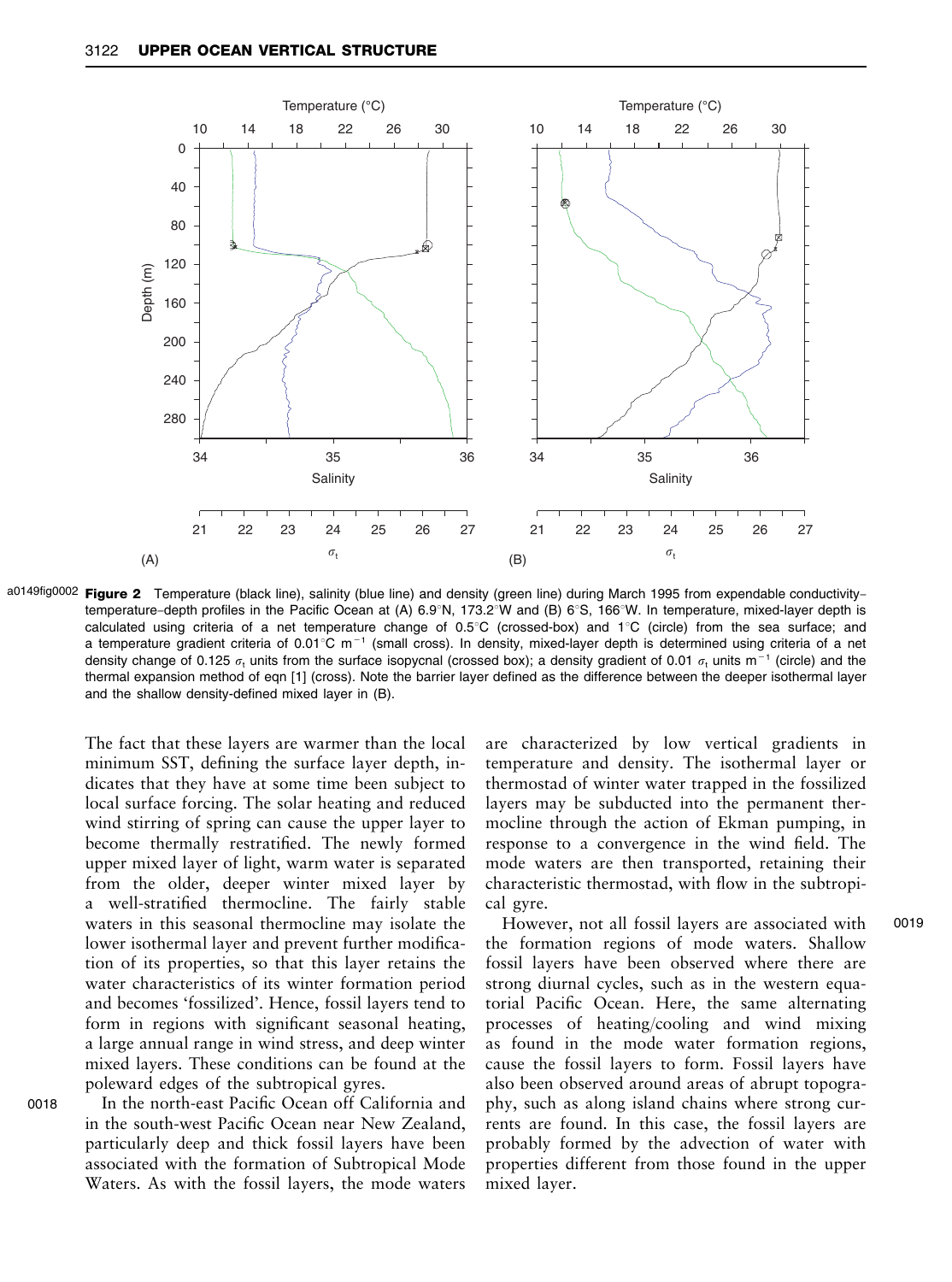**Figure 2** Temperature (black line), salinity (blue line) and density (green line) during March 1995 from expendable conductivity–temperature–depth profiles in the Pacific Ocean at (A) 6.9°N, 173.2°W and (B) 6°S, 166°W. In temperature, mixed-layer depth is calculated using criteria of a net temperature change of 0.5°C (crossed-box) and 1°C (circle) from the sea surface; and a temperature gradient criteria of 0.01°C m$^{-1}$ (small cross). In density, mixed-layer depth is determined using criteria of a net density change of 0.125 $\sigma_t$ units from the surface isopycnal (crossed box); a density gradient of 0.01 $\sigma_t$ units m$^{-1}$ (circle) and the thermal expansion method of eqn [1] (cross). Note the barrier layer defined as the difference between the deeper isothermal layer and the shallow density-defined mixed layer in (B).

The fact that these layers are warmer than the local minimum SST, defining the surface layer depth, indicates that they have at some time been subject to local surface forcing. The solar heating and reduced wind stirring of spring can cause the upper layer to become thermally restratified. The newly formed upper mixed layer of light, warm water is separated from the older, deeper winter mixed layer by a well-stratified thermocline. The fairly stable waters in this seasonal thermocline may isolate the lower isothermal layer and prevent further modification of its properties, so that this layer retains the water characteristics of its winter formation period and becomes 'fossilized'. Hence, fossil layers tend to form in regions with significant seasonal heating, a large annual range in wind stress, and deep winter mixed layers. These conditions can be found at the poleward edges of the subtropical gyres.

In the north-east Pacific Ocean off California and in the south-west Pacific Ocean near New Zealand, particularly deep and thick fossil layers have been associated with the formation of Subtropical Mode Waters. As with the fossil layers, the mode waters are characterized by low vertical gradients in temperature and density. The isothermal layer or thermostad of winter water trapped in the fossilized layers may be subducted into the permanent thermocline through the action of Ekman pumping, in response to a convergence in the wind field. The mode waters are then transported, retaining their characteristic thermostad, with flow in the subtropical gyre.

However, not all fossil layers are associated with the formation regions of mode waters. Shallow fossil layers have been observed where there are strong diurnal cycles, such as in the western equatorial Pacific Ocean. Here, the same alternating processes of heating/cooling and wind mixing as found in the mode water formation regions, cause the fossil layers to form. Fossil layers have also been observed around areas of abrupt topography, such as along island chains where strong currents are found. In this case, the fossil layers are probably formed by the advection of water with properties different from those found in the upper mixed layer.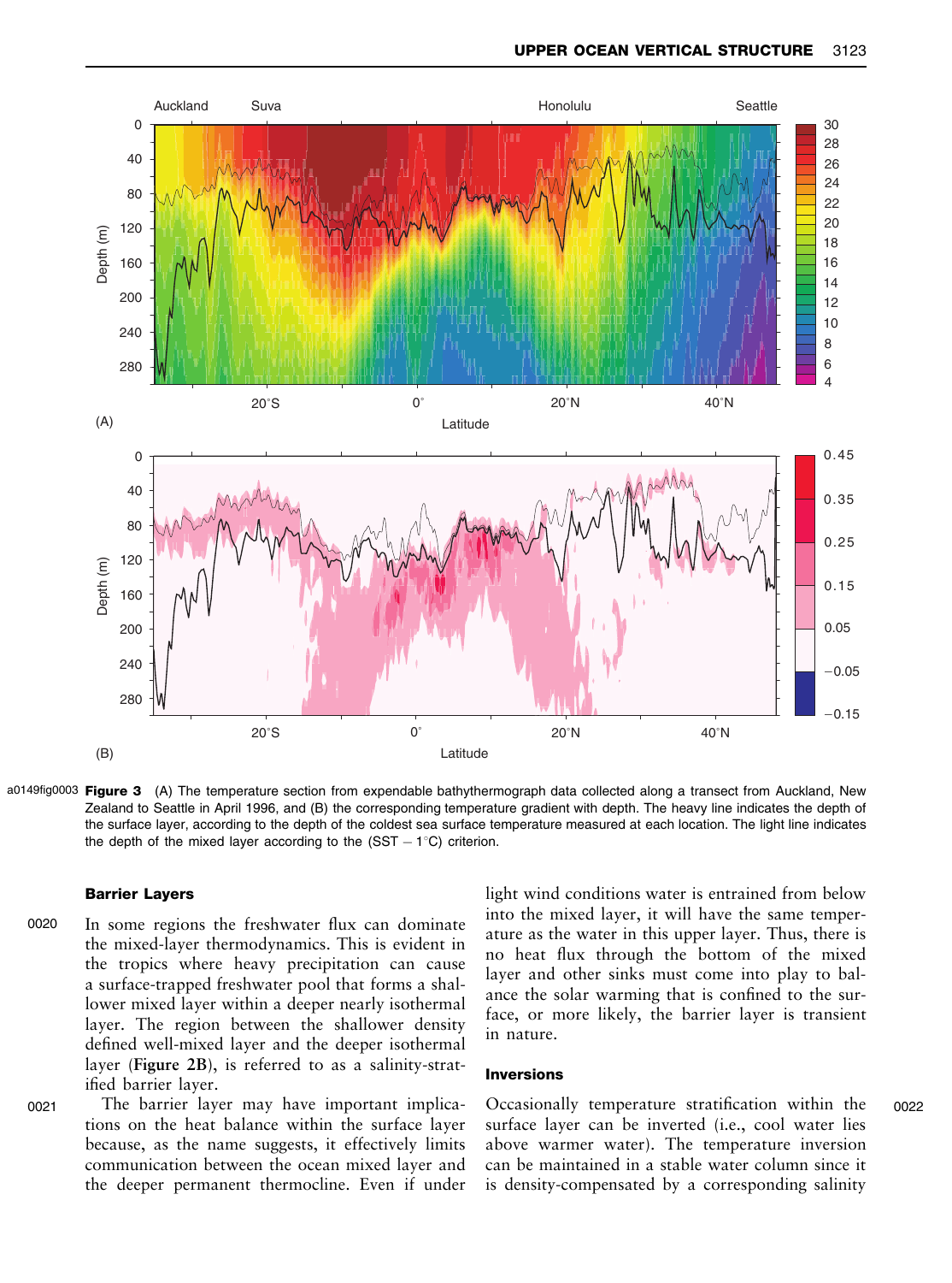Figure 3 (A) The temperature section from expendable bathythermograph data collected along a transect from Auckland, New Zealand to Seattle in April 1996, and (B) the corresponding temperature gradient with depth. The heavy line indicates the depth of the surface layer, according to the depth of the coldest sea surface temperature measured at each location. The light line indicates the depth of the mixed layer according to the (SST − 1°C) criterion.

### Barrier Layers

In some regions the freshwater flux can dominate the mixed-layer thermodynamics. This is evident in the tropics where heavy precipitation can cause a surface-trapped freshwater pool that forms a shallower mixed layer within a deeper nearly isothermal layer. The region between the shallower density defined well-mixed layer and the deeper isothermal layer (**Figure 2B**), is referred to as a salinity-stratified barrier layer.

The barrier layer may have important implications on the heat balance within the surface layer because, as the name suggests, it effectively limits communication between the ocean mixed layer and the deeper permanent thermocline. Even if under light wind conditions water is entrained from below into the mixed layer, it will have the same temperature as the water in this upper layer. Thus, there is no heat flux through the bottom of the mixed layer and other sinks must come into play to balance the solar warming that is confined to the surface, or more likely, the barrier layer is transient in nature.

### Inversions

Occasionally temperature stratification within the surface layer can be inverted (i.e., cool water lies above warmer water). The temperature inversion can be maintained in a stable water column since it is density-compensated by a corresponding salinity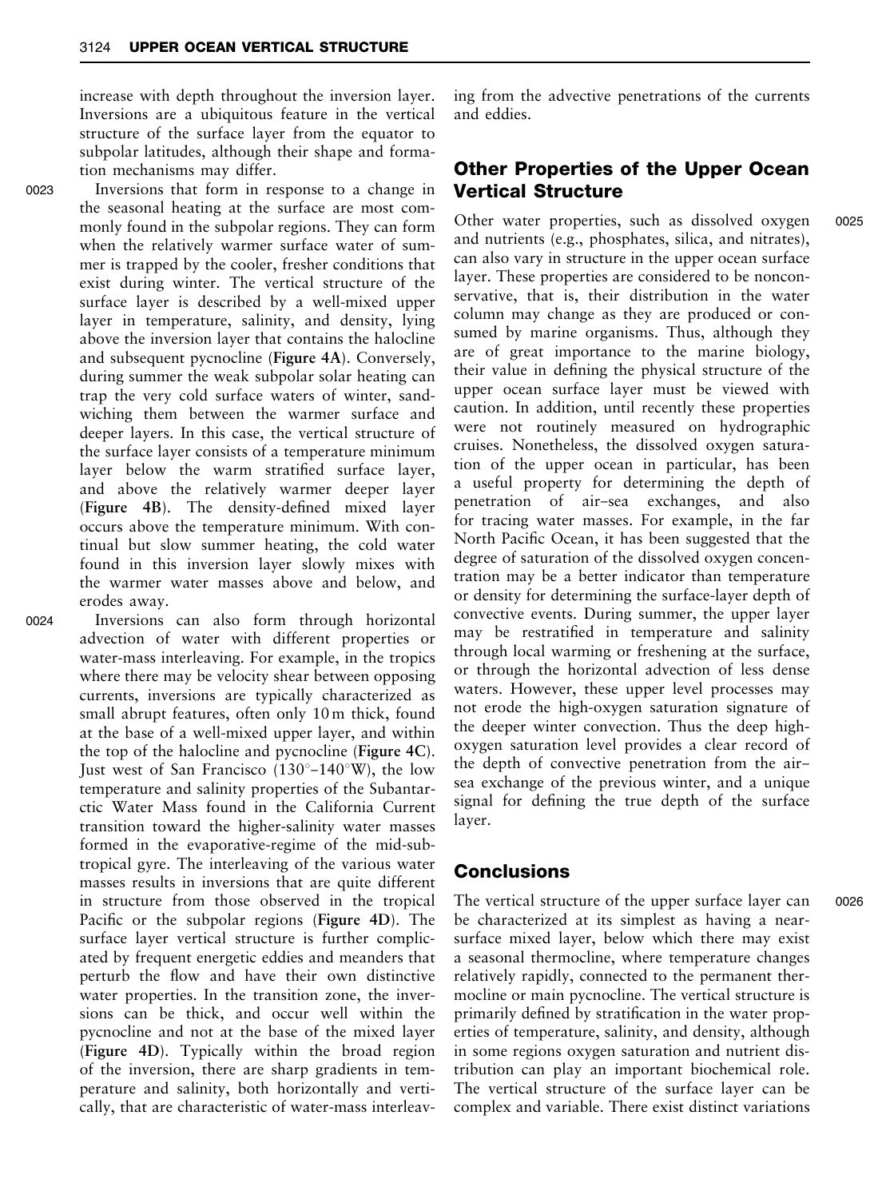increase with depth throughout the inversion layer. Inversions are a ubiquitous feature in the vertical structure of the surface layer from the equator to subpolar latitudes, although their shape and formation mechanisms may differ.

Inversions that form in response to a change in the seasonal heating at the surface are most commonly found in the subpolar regions. They can form when the relatively warmer surface water of summer is trapped by the cooler, fresher conditions that exist during winter. The vertical structure of the surface layer is described by a well-mixed upper layer in temperature, salinity, and density, lying above the inversion layer that contains the halocline and subsequent pycnocline (**Figure 4A**). Conversely, during summer the weak subpolar solar heating can trap the very cold surface waters of winter, sandwiching them between the warmer surface and deeper layers. In this case, the vertical structure of the surface layer consists of a temperature minimum layer below the warm stratified surface layer, and above the relatively warmer deeper layer (**Figure 4B**). The density-defined mixed layer occurs above the temperature minimum. With continual but slow summer heating, the cold water found in this inversion layer slowly mixes with the warmer water masses above and below, and erodes away.

Inversions can also form through horizontal advection of water with different properties or water-mass interleaving. For example, in the tropics where there may be velocity shear between opposing currents, inversions are typically characterized as small abrupt features, often only 10 m thick, found at the base of a well-mixed upper layer, and within the top of the halocline and pycnocline (**Figure 4C**). Just west of San Francisco (130°–140°W), the low temperature and salinity properties of the Subantarctic Water Mass found in the California Current transition toward the higher-salinity water masses formed in the evaporative-regime of the mid-subtropical gyre. The interleaving of the various water masses results in inversions that are quite different in structure from those observed in the tropical Pacific or the subpolar regions (**Figure 4D**). The surface layer vertical structure is further complicated by frequent energetic eddies and meanders that perturb the flow and have their own distinctive water properties. In the transition zone, the inversions can be thick, and occur well within the pycnocline and not at the base of the mixed layer (**Figure 4D**). Typically within the broad region of the inversion, there are sharp gradients in temperature and salinity, both horizontally and vertically, that are characteristic of water-mass interleaving from the advective penetrations of the currents and eddies.

## Other Properties of the Upper Ocean Vertical Structure

Other water properties, such as dissolved oxygen and nutrients (e.g., phosphates, silica, and nitrates), can also vary in structure in the upper ocean surface layer. These properties are considered to be nonconservative, that is, their distribution in the water column may change as they are produced or consumed by marine organisms. Thus, although they are of great importance to the marine biology, their value in defining the physical structure of the upper ocean surface layer must be viewed with caution. In addition, until recently these properties were not routinely measured on hydrographic cruises. Nonetheless, the dissolved oxygen saturation of the upper ocean in particular, has been a useful property for determining the depth of penetration of air–sea exchanges, and also for tracing water masses. For example, in the far North Pacific Ocean, it has been suggested that the degree of saturation of the dissolved oxygen concentration may be a better indicator than temperature or density for determining the surface-layer depth of convective events. During summer, the upper layer may be restratified in temperature and salinity through local warming or freshening at the surface, or through the horizontal advection of less dense waters. However, these upper level processes may not erode the high-oxygen saturation signature of the deeper winter convection. Thus the deep high-oxygen saturation level provides a clear record of the depth of convective penetration from the air–sea exchange of the previous winter, and a unique signal for defining the true depth of the surface layer.

## Conclusions

The vertical structure of the upper surface layer can be characterized at its simplest as having a near-surface mixed layer, below which there may exist a seasonal thermocline, where temperature changes relatively rapidly, connected to the permanent thermocline or main pycnocline. The vertical structure is primarily defined by stratification in the water properties of temperature, salinity, and density, although in some regions oxygen saturation and nutrient distribution can play an important biochemical role. The vertical structure of the surface layer can be complex and variable. There exist distinct variations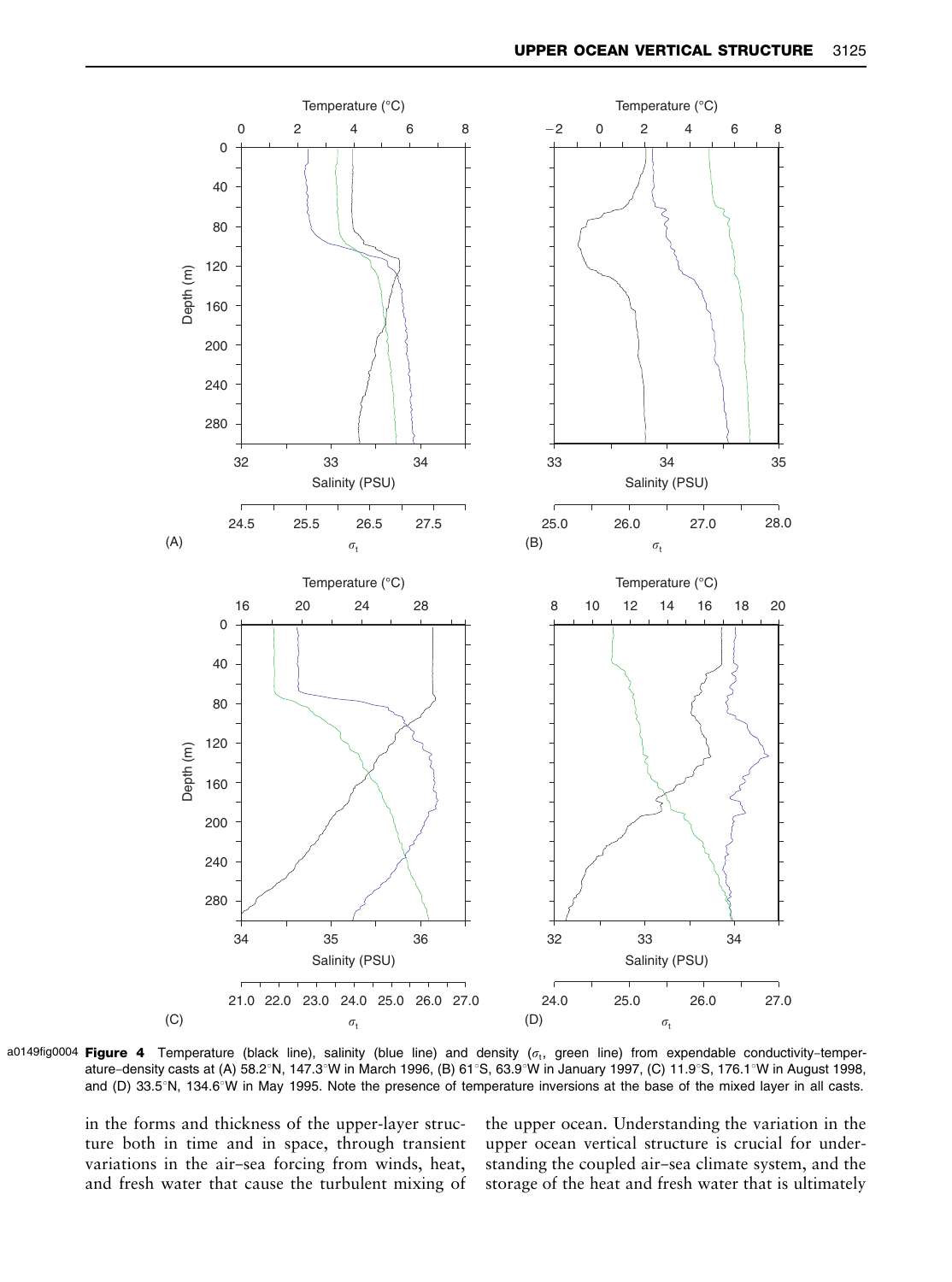a0149fig0004 **Figure 4** Temperature (black line), salinity (blue line) and density ($\sigma_t$, green line) from expendable conductivity–temperature–density casts at (A) 58.2°N, 147.3°W in March 1996, (B) 61°S, 63.9°W in January 1997, (C) 11.9°S, 176.1°W in August 1998, and (D) 33.5°N, 134.6°W in May 1995. Note the presence of temperature inversions at the base of the mixed layer in all casts.

in the forms and thickness of the upper-layer structure both in time and in space, through transient variations in the air–sea forcing from winds, heat, and fresh water that cause the turbulent mixing of the upper ocean. Understanding the variation in the upper ocean vertical structure is crucial for understanding the coupled air–sea climate system, and the storage of the heat and fresh water that is ultimately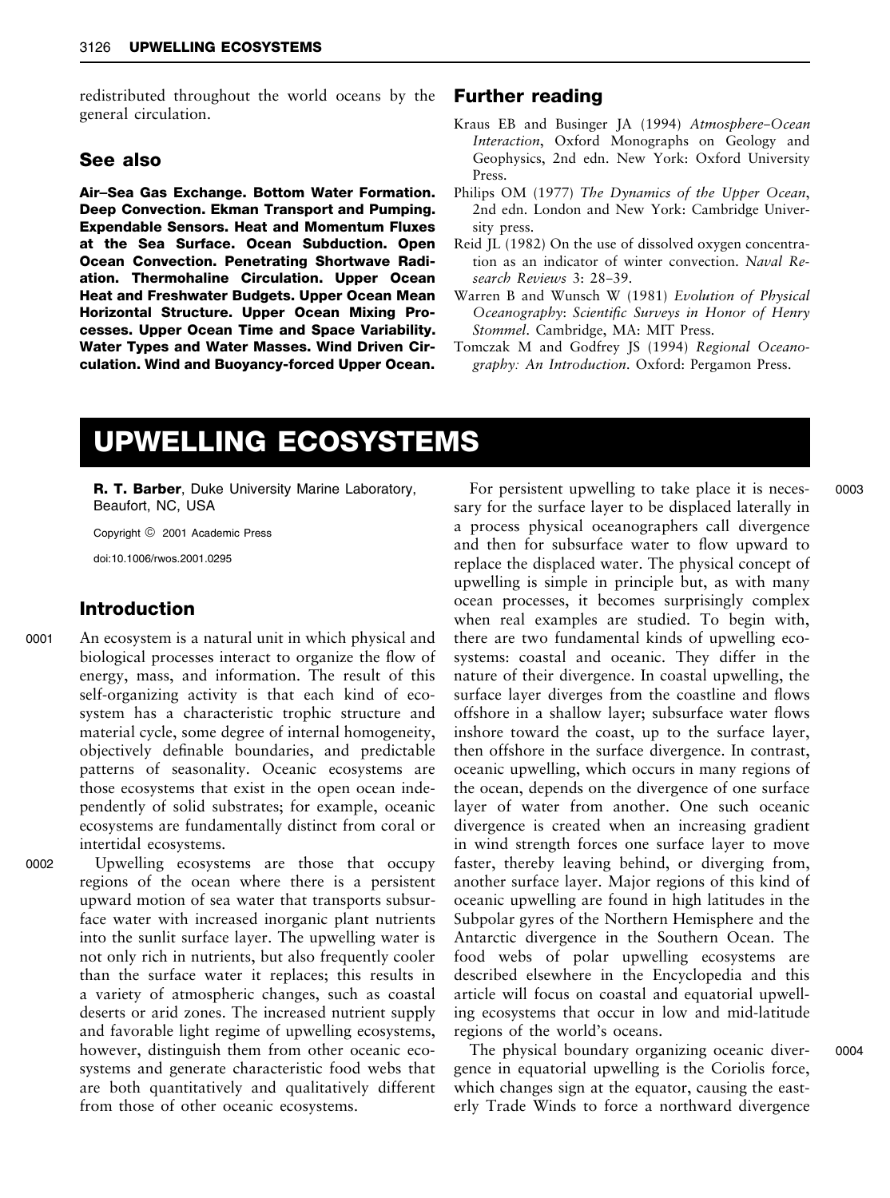redistributed throughout the world oceans by the general circulation.

## See also

**Air–Sea Gas Exchange. Bottom Water Formation. Deep Convection. Ekman Transport and Pumping. Expendable Sensors. Heat and Momentum Fluxes at the Sea Surface. Ocean Subduction. Open Ocean Convection. Penetrating Shortwave Radiation. Thermohaline Circulation. Upper Ocean Heat and Freshwater Budgets. Upper Ocean Mean Horizontal Structure. Upper Ocean Mixing Processes. Upper Ocean Time and Space Variability. Water Types and Water Masses. Wind Driven Circulation. Wind and Buoyancy-forced Upper Ocean.**

## Further reading

Kraus EB and Businger JA (1994) *Atmosphere–Ocean Interaction*, Oxford Monographs on Geology and Geophysics, 2nd edn. New York: Oxford University Press.

Philips OM (1977) *The Dynamics of the Upper Ocean*, 2nd edn. London and New York: Cambridge University press.

Reid JL (1982) On the use of dissolved oxygen concentration as an indicator of winter convection. *Naval Research Reviews* 3: 28–39.

Warren B and Wunsch W (1981) *Evolution of Physical Oceanography: Scientific Surveys in Honor of Henry Stommel*. Cambridge, MA: MIT Press.

Tomczak M and Godfrey JS (1994) *Regional Oceanography: An Introduction*. Oxford: Pergamon Press.

# UPWELLING ECOSYSTEMS

**R. T. Barber**, Duke University Marine Laboratory, Beaufort, NC, USA

Copyright © 2001 Academic Press

doi:10.1006/rwos.2001.0295

## Introduction

An ecosystem is a natural unit in which physical and biological processes interact to organize the flow of energy, mass, and information. The result of this self-organizing activity is that each kind of ecosystem has a characteristic trophic structure and material cycle, some degree of internal homogeneity, objectively definable boundaries, and predictable patterns of seasonality. Oceanic ecosystems are those ecosystems that exist in the open ocean independently of solid substrates; for example, oceanic ecosystems are fundamentally distinct from coral or intertidal ecosystems.

Upwelling ecosystems are those that occupy regions of the ocean where there is a persistent upward motion of sea water that transports subsurface water with increased inorganic plant nutrients into the sunlit surface layer. The upwelling water is not only rich in nutrients, but also frequently cooler than the surface water it replaces; this results in a variety of atmospheric changes, such as coastal deserts or arid zones. The increased nutrient supply and favorable light regime of upwelling ecosystems, however, distinguish them from other oceanic ecosystems and generate characteristic food webs that are both quantitatively and qualitatively different from those of other oceanic ecosystems.

For persistent upwelling to take place it is necessary for the surface layer to be displaced laterally in a process physical oceanographers call divergence and then for subsurface water to flow upward to replace the displaced water. The physical concept of upwelling is simple in principle but, as with many ocean processes, it becomes surprisingly complex when real examples are studied. To begin with, there are two fundamental kinds of upwelling ecosystems: coastal and oceanic. They differ in the nature of their divergence. In coastal upwelling, the surface layer diverges from the coastline and flows offshore in a shallow layer; subsurface water flows inshore toward the coast, up to the surface layer, then offshore in the surface divergence. In contrast, oceanic upwelling, which occurs in many regions of the ocean, depends on the divergence of one surface layer of water from another. One such oceanic divergence is created when an increasing gradient in wind strength forces one surface layer to move faster, thereby leaving behind, or diverging from, another surface layer. Major regions of this kind of oceanic upwelling are found in high latitudes in the Subpolar gyres of the Northern Hemisphere and the Antarctic divergence in the Southern Ocean. The food webs of polar upwelling ecosystems are described elsewhere in the Encyclopedia and this article will focus on coastal and equatorial upwelling ecosystems that occur in low and mid-latitude regions of the world's oceans.

The physical boundary organizing oceanic divergence in equatorial upwelling is the Coriolis force, which changes sign at the equator, causing the easterly Trade Winds to force a northward divergence